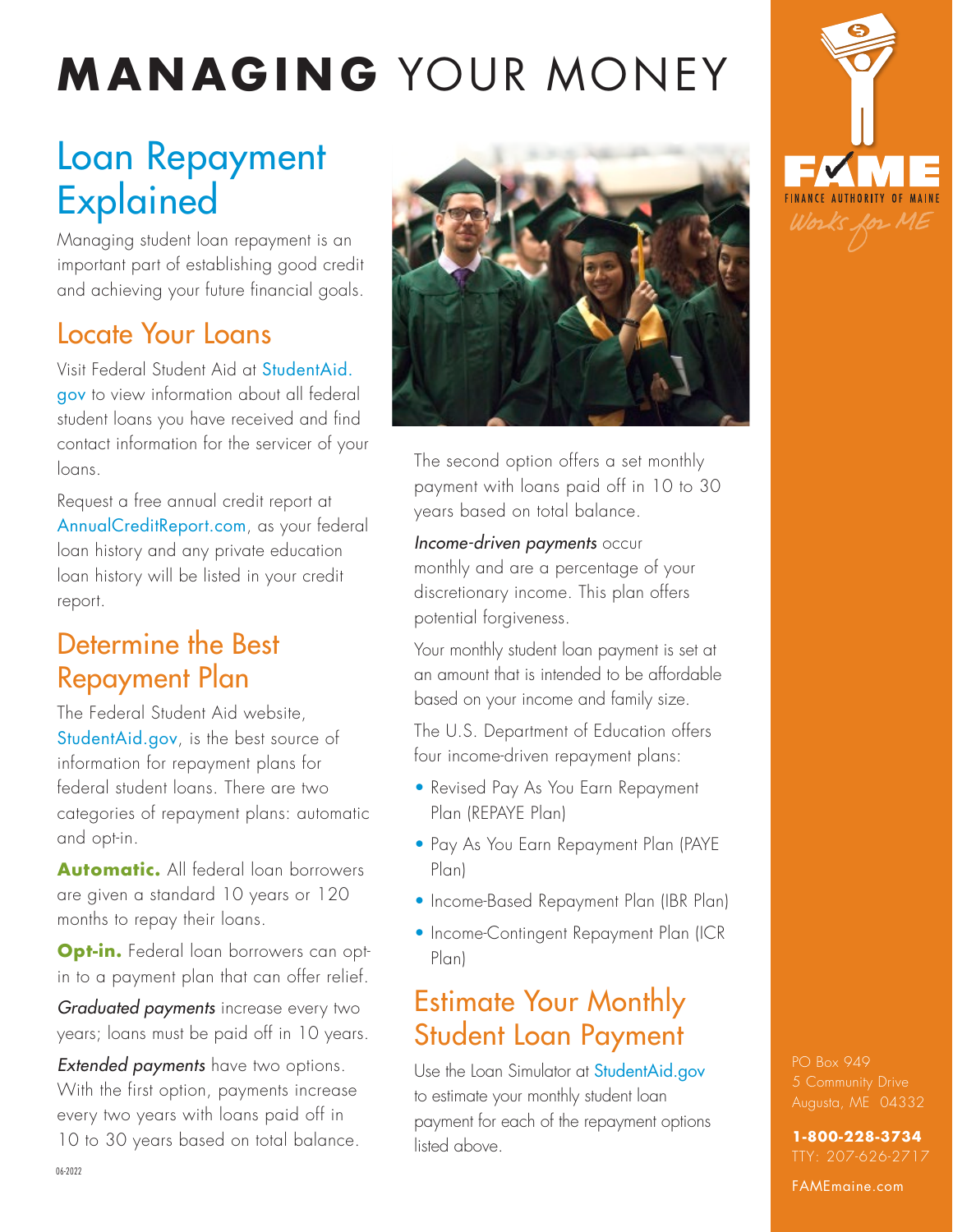# **MANAGING** YOUR MONEY

## Loan Repayment Explained

Managing student loan repayment is an important part of establishing good credit and achieving your future financial goals.

### Locate Your Loans

Visit Federal Student Aid at StudentAid.gov to view information about all federal student loans you have received and find contact information for the servicer of your loans.

Request a free annual credit report at AnnualCreditReport.com, as your federal loan history and any private education loan history will be listed in your credit report.

### Determine the Best Repayment Plan

The Federal Student Aid website, StudentAid.gov, is the best source of information for repayment plans for federal student loans. There are two categories of repayment plans: automatic and opt-in.

**Automatic.** All federal loan borrowers are given a standard 10 years or 120 months to repay their loans.

**Opt-in.** Federal loan borrowers can opt-in to a payment plan that can offer relief.

*Graduated payments* increase every two years; loans must be paid off in 10 years.

*Extended payments* have two options. With the first option, payments increase every two years with loans paid off in 10 to 30 years based on total balance.

The second option offers a set monthly payment with loans paid off in 10 to 30 years based on total balance.

*Income-driven payments* occur monthly and are a percentage of your discretionary income. This plan offers potential forgiveness.

Your monthly student loan payment is set at an amount that is intended to be affordable based on your income and family size.

The U.S. Department of Education offers four income-driven repayment plans:

- Revised Pay As You Earn Repayment Plan (REPAYE Plan)
- Pay As You Earn Repayment Plan (PAYE Plan)
- Income-Based Repayment Plan (IBR Plan)
- Income-Contingent Repayment Plan (ICR Plan)

### Estimate Your Monthly Student Loan Payment

Use the Loan Simulator at StudentAid.gov to estimate your monthly student loan payment for each of the repayment options listed above.

FAME
FINANCE AUTHORITY OF MAINE
Works for ME

PO Box 949
5 Community Drive
Augusta, ME 04332

**1-800-228-3734**
TTY: 207-626-2717

FAMEmaine.com

06-2022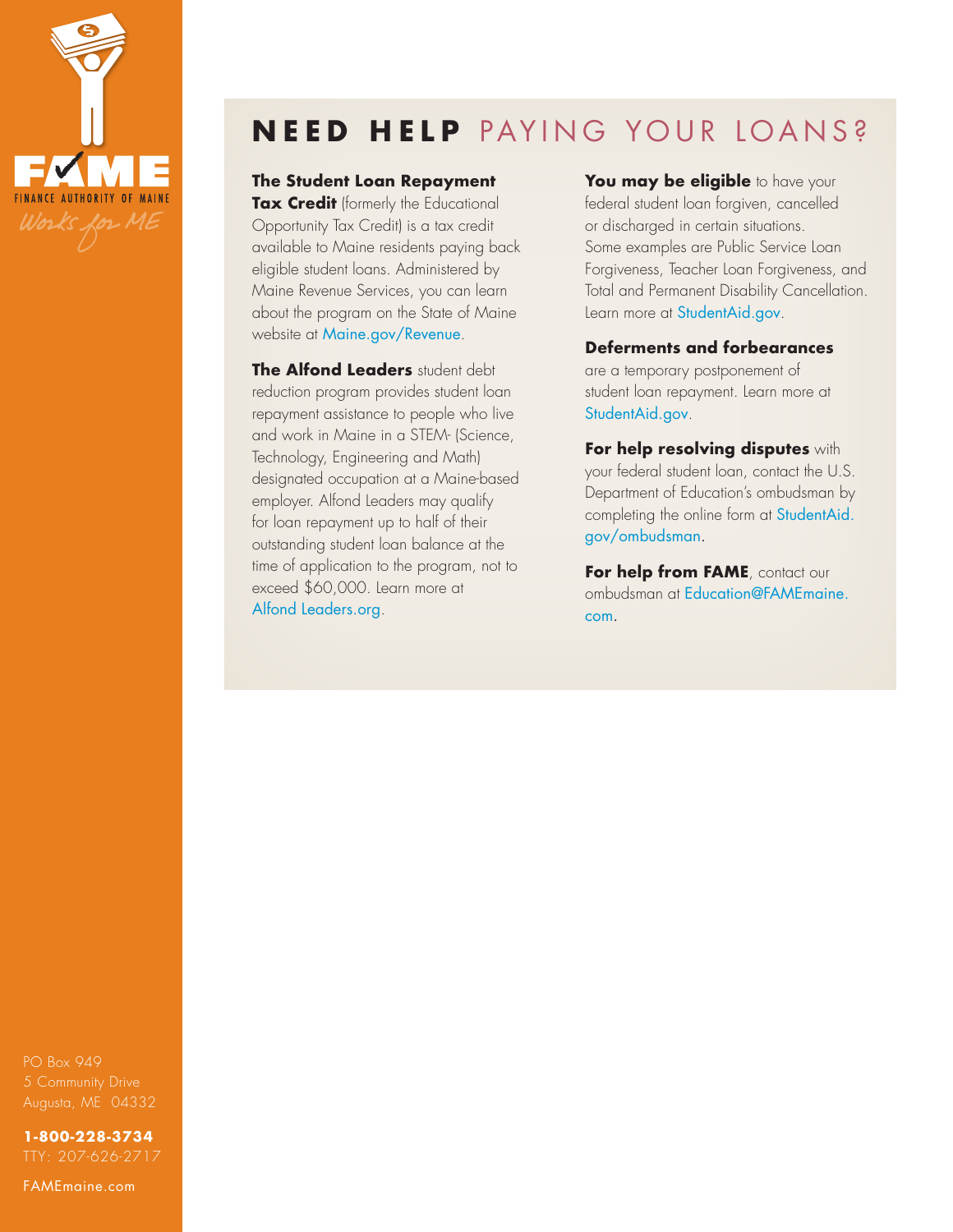FAME

FINANCE AUTHORITY OF MAINE

Works for ME

# NEED HELP PAYING YOUR LOANS?

**The Student Loan Repayment Tax Credit** (formerly the Educational Opportunity Tax Credit) is a tax credit available to Maine residents paying back eligible student loans. Administered by Maine Revenue Services, you can learn about the program on the State of Maine website at Maine.gov/Revenue.

**The Alfond Leaders** student debt reduction program provides student loan repayment assistance to people who live and work in Maine in a STEM- (Science, Technology, Engineering and Math) designated occupation at a Maine-based employer. Alfond Leaders may qualify for loan repayment up to half of their outstanding student loan balance at the time of application to the program, not to exceed $60,000. Learn more at Alfond Leaders.org.

**You may be eligible** to have your federal student loan forgiven, cancelled or discharged in certain situations. Some examples are Public Service Loan Forgiveness, Teacher Loan Forgiveness, and Total and Permanent Disability Cancellation. Learn more at StudentAid.gov.

**Deferments and forbearances** are a temporary postponement of student loan repayment. Learn more at StudentAid.gov.

**For help resolving disputes** with your federal student loan, contact the U.S. Department of Education's ombudsman by completing the online form at StudentAid.gov/ombudsman.

**For help from FAME**, contact our ombudsman at Education@FAMEmaine.com.

PO Box 949
5 Community Drive
Augusta, ME 04332

**1-800-228-3734**
TTY: 207-626-2717

FAMEmaine.com